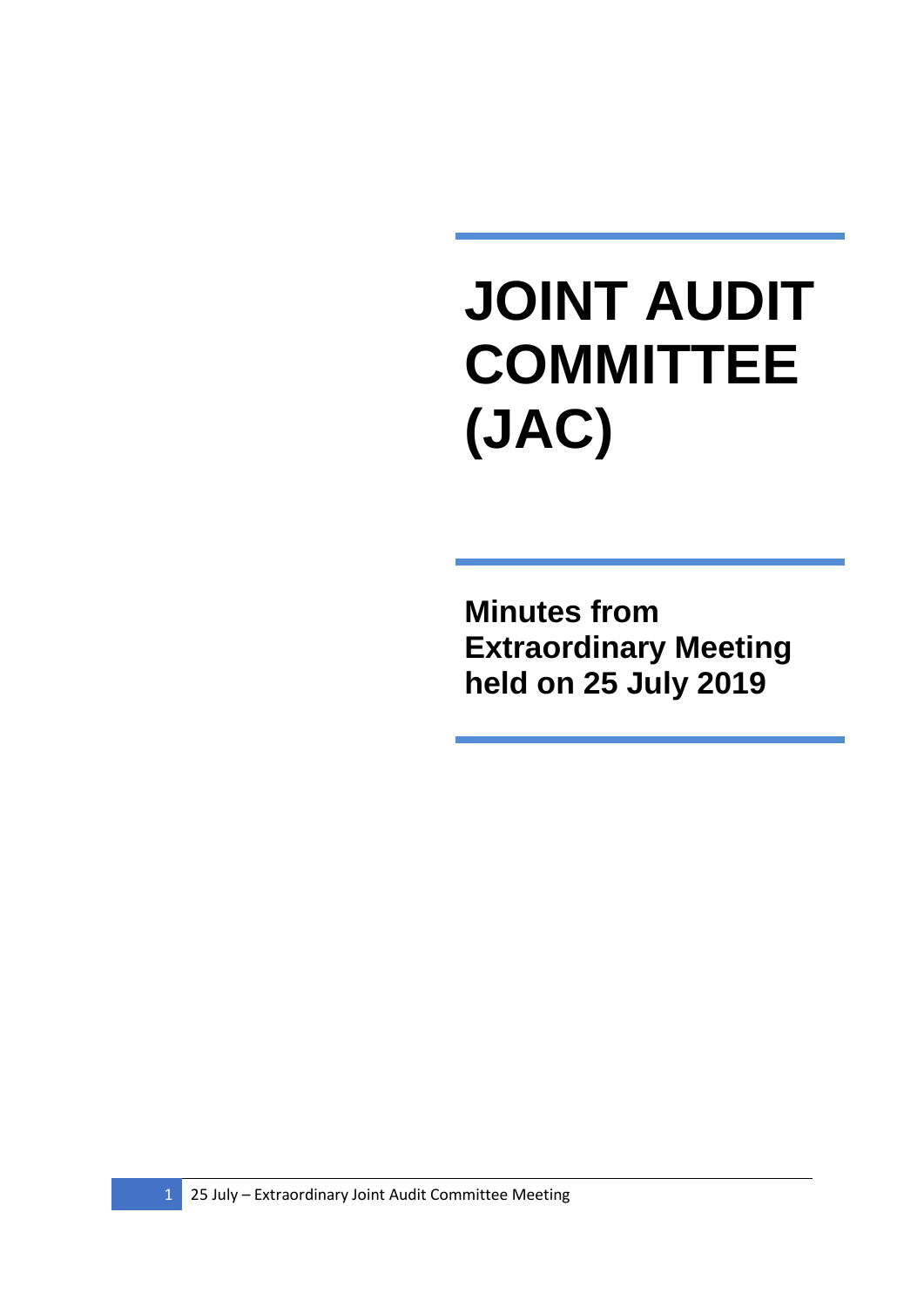# JOINT AUDIT COMMITTEE (JAC)

## Minutes from Extraordinary Meeting held on 25 July 2019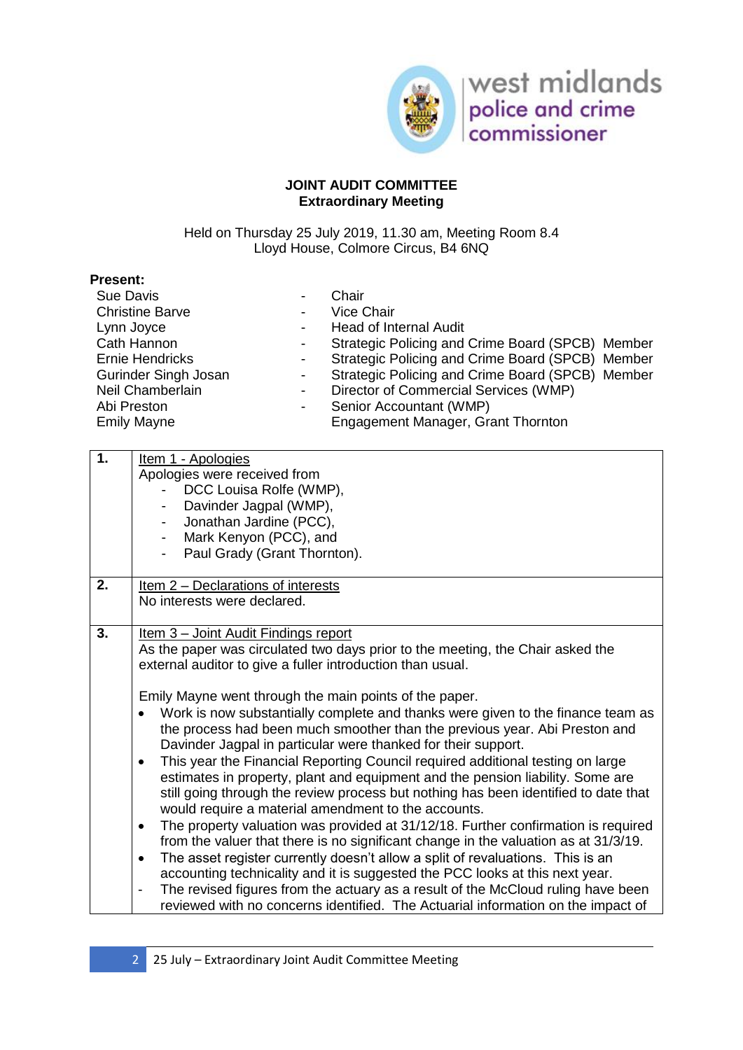**JOINT AUDIT COMMITTEE**
**Extraordinary Meeting**

Held on Thursday 25 July 2019, 11.30 am, Meeting Room 8.4
Lloyd House, Colmore Circus, B4 6NQ

**Present:**

| | | |
|---|---|---|
| Sue Davis | - | Chair |
| Christine Barve | - | Vice Chair |
| Lynn Joyce | - | Head of Internal Audit |
| Cath Hannon | - | Strategic Policing and Crime Board (SPCB) Member |
| Ernie Hendricks | - | Strategic Policing and Crime Board (SPCB) Member |
| Gurinder Singh Josan | - | Strategic Policing and Crime Board (SPCB) Member |
| Neil Chamberlain | - | Director of Commercial Services (WMP) |
| Abi Preston | - | Senior Accountant (WMP) |
| Emily Mayne | | Engagement Manager, Grant Thornton |

| | |
|---|---|
| **1.** | Item 1 - Apologies<br>Apologies were received from<br>- DCC Louisa Rolfe (WMP),<br>- Davinder Jagpal (WMP),<br>- Jonathan Jardine (PCC),<br>- Mark Kenyon (PCC), and<br>- Paul Grady (Grant Thornton). |
| **2.** | Item 2 – Declarations of interests<br>No interests were declared. |
| **3.** | Item 3 – Joint Audit Findings report<br>As the paper was circulated two days prior to the meeting, the Chair asked the external auditor to give a fuller introduction than usual.<br><br>Emily Mayne went through the main points of the paper.<br>• Work is now substantially complete and thanks were given to the finance team as the process had been much smoother than the previous year. Abi Preston and Davinder Jagpal in particular were thanked for their support.<br>• This year the Financial Reporting Council required additional testing on large estimates in property, plant and equipment and the pension liability. Some are still going through the review process but nothing has been identified to date that would require a material amendment to the accounts.<br>• The property valuation was provided at 31/12/18. Further confirmation is required from the valuer that there is no significant change in the valuation as at 31/3/19.<br>• The asset register currently doesn't allow a split of revaluations. This is an accounting technicality and it is suggested the PCC looks at this next year.<br>- The revised figures from the actuary as a result of the McCloud ruling have been reviewed with no concerns identified. The Actuarial information on the impact of |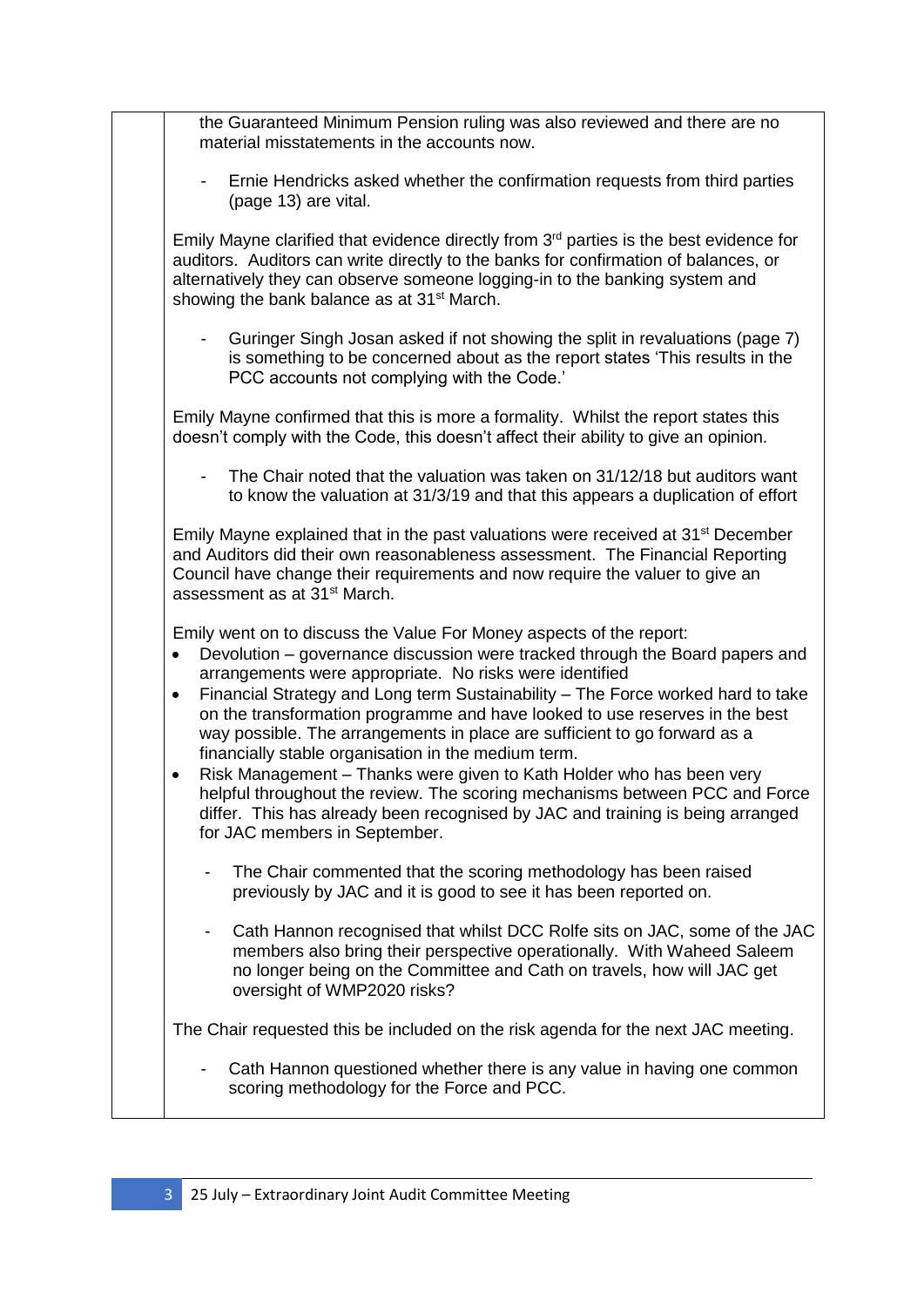the Guaranteed Minimum Pension ruling was also reviewed and there are no material misstatements in the accounts now.

- Ernie Hendricks asked whether the confirmation requests from third parties (page 13) are vital.

Emily Mayne clarified that evidence directly from 3rd parties is the best evidence for auditors. Auditors can write directly to the banks for confirmation of balances, or alternatively they can observe someone logging-in to the banking system and showing the bank balance as at 31st March.

- Guringer Singh Josan asked if not showing the split in revaluations (page 7) is something to be concerned about as the report states 'This results in the PCC accounts not complying with the Code.'

Emily Mayne confirmed that this is more a formality. Whilst the report states this doesn't comply with the Code, this doesn't affect their ability to give an opinion.

- The Chair noted that the valuation was taken on 31/12/18 but auditors want to know the valuation at 31/3/19 and that this appears a duplication of effort

Emily Mayne explained that in the past valuations were received at 31st December and Auditors did their own reasonableness assessment. The Financial Reporting Council have change their requirements and now require the valuer to give an assessment as at 31st March.

Emily went on to discuss the Value For Money aspects of the report:

- Devolution – governance discussion were tracked through the Board papers and arrangements were appropriate. No risks were identified
- Financial Strategy and Long term Sustainability – The Force worked hard to take on the transformation programme and have looked to use reserves in the best way possible. The arrangements in place are sufficient to go forward as a financially stable organisation in the medium term.
- Risk Management – Thanks were given to Kath Holder who has been very helpful throughout the review. The scoring mechanisms between PCC and Force differ. This has already been recognised by JAC and training is being arranged for JAC members in September.

- The Chair commented that the scoring methodology has been raised previously by JAC and it is good to see it has been reported on.

- Cath Hannon recognised that whilst DCC Rolfe sits on JAC, some of the JAC members also bring their perspective operationally. With Waheed Saleem no longer being on the Committee and Cath on travels, how will JAC get oversight of WMP2020 risks?

The Chair requested this be included on the risk agenda for the next JAC meeting.

- Cath Hannon questioned whether there is any value in having one common scoring methodology for the Force and PCC.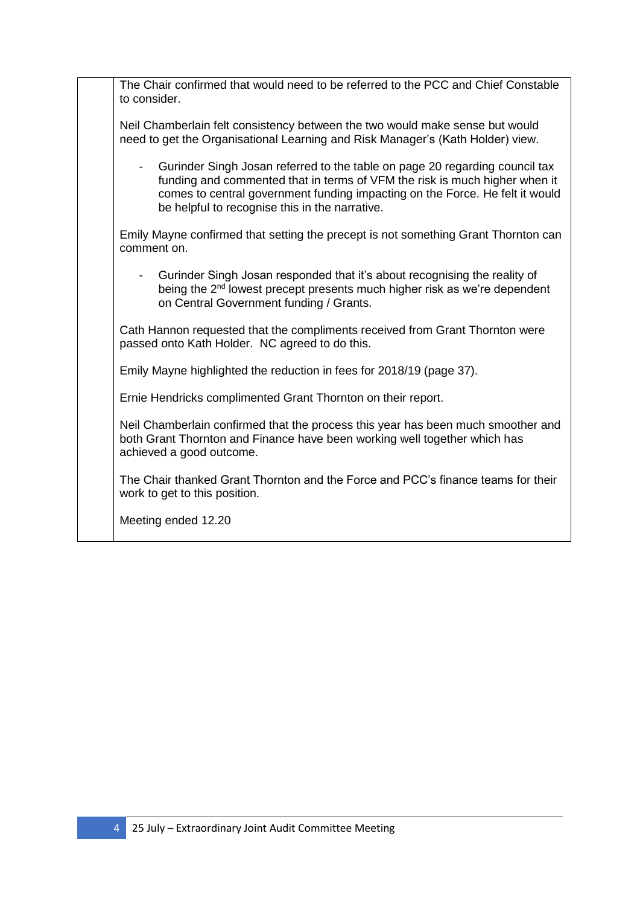The Chair confirmed that would need to be referred to the PCC and Chief Constable to consider.

Neil Chamberlain felt consistency between the two would make sense but would need to get the Organisational Learning and Risk Manager's (Kath Holder) view.

- Gurinder Singh Josan referred to the table on page 20 regarding council tax funding and commented that in terms of VFM the risk is much higher when it comes to central government funding impacting on the Force. He felt it would be helpful to recognise this in the narrative.

Emily Mayne confirmed that setting the precept is not something Grant Thornton can comment on.

- Gurinder Singh Josan responded that it's about recognising the reality of being the 2nd lowest precept presents much higher risk as we're dependent on Central Government funding / Grants.

Cath Hannon requested that the compliments received from Grant Thornton were passed onto Kath Holder. NC agreed to do this.

Emily Mayne highlighted the reduction in fees for 2018/19 (page 37).

Ernie Hendricks complimented Grant Thornton on their report.

Neil Chamberlain confirmed that the process this year has been much smoother and both Grant Thornton and Finance have been working well together which has achieved a good outcome.

The Chair thanked Grant Thornton and the Force and PCC's finance teams for their work to get to this position.

Meeting ended 12.20